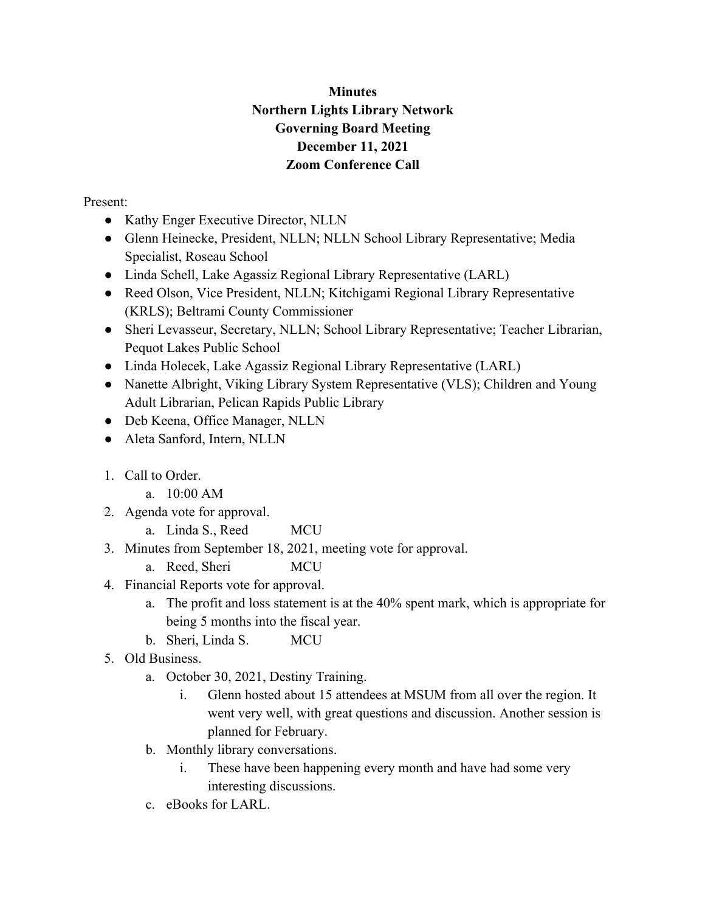**Minutes**
**Northern Lights Library Network**
**Governing Board Meeting**
**December 11, 2021**
**Zoom Conference Call**

Present:

- Kathy Enger Executive Director, NLLN
- Glenn Heinecke, President, NLLN; NLLN School Library Representative; Media Specialist, Roseau School
- Linda Schell, Lake Agassiz Regional Library Representative (LARL)
- Reed Olson, Vice President, NLLN; Kitchigami Regional Library Representative (KRLS); Beltrami County Commissioner
- Sheri Levasseur, Secretary, NLLN; School Library Representative; Teacher Librarian, Pequot Lakes Public School
- Linda Holecek, Lake Agassiz Regional Library Representative (LARL)
- Nanette Albright, Viking Library System Representative (VLS); Children and Young Adult Librarian, Pelican Rapids Public Library
- Deb Keena, Office Manager, NLLN
- Aleta Sanford, Intern, NLLN

1. Call to Order.
    a. 10:00 AM
2. Agenda vote for approval.
    a. Linda S., Reed MCU
3. Minutes from September 18, 2021, meeting vote for approval.
    a. Reed, Sheri MCU
4. Financial Reports vote for approval.
    a. The profit and loss statement is at the 40% spent mark, which is appropriate for being 5 months into the fiscal year.
    b. Sheri, Linda S. MCU
5. Old Business.
    a. October 30, 2021, Destiny Training.
        i. Glenn hosted about 15 attendees at MSUM from all over the region. It went very well, with great questions and discussion. Another session is planned for February.
    b. Monthly library conversations.
        i. These have been happening every month and have had some very interesting discussions.
    c. eBooks for LARL.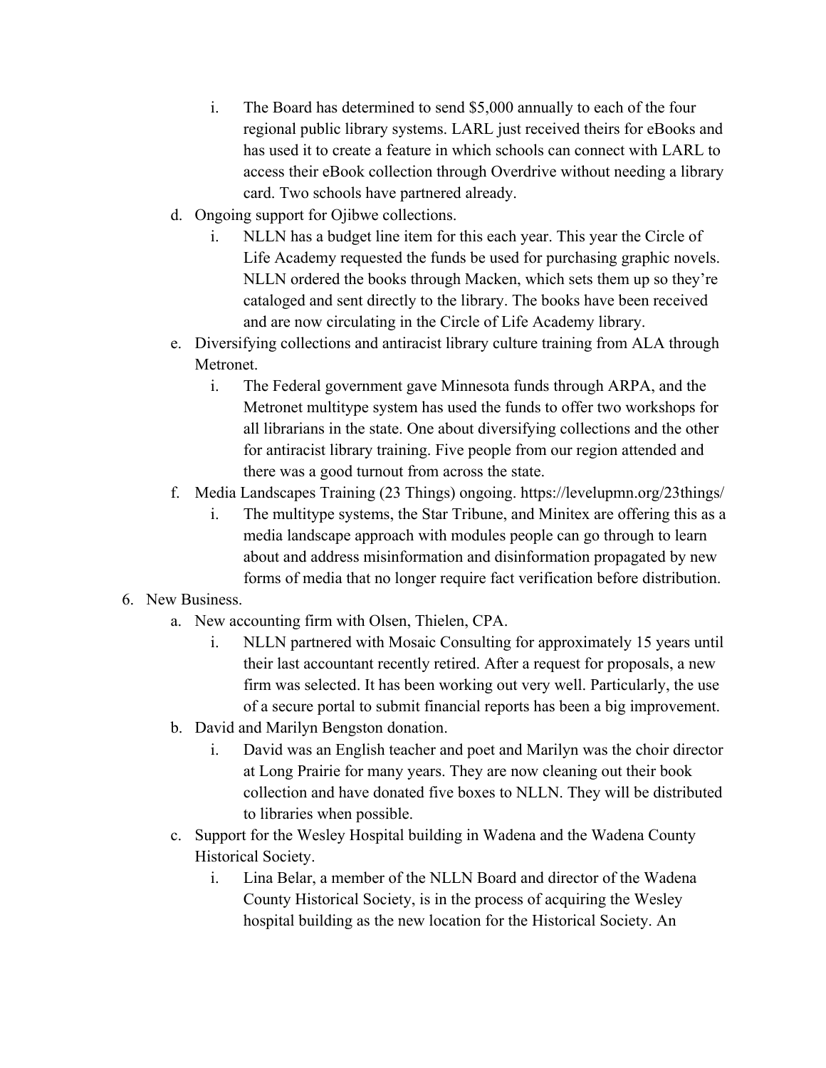- i. The Board has determined to send $5,000 annually to each of the four regional public library systems. LARL just received theirs for eBooks and has used it to create a feature in which schools can connect with LARL to access their eBook collection through Overdrive without needing a library card. Two schools have partnered already.

   d. Ongoing support for Ojibwe collections.
      - i. NLLN has a budget line item for this each year. This year the Circle of Life Academy requested the funds be used for purchasing graphic novels. NLLN ordered the books through Macken, which sets them up so they're cataloged and sent directly to the library. The books have been received and are now circulating in the Circle of Life Academy library.

   e. Diversifying collections and antiracist library culture training from ALA through Metronet.
      - i. The Federal government gave Minnesota funds through ARPA, and the Metronet multitype system has used the funds to offer two workshops for all librarians in the state. One about diversifying collections and the other for antiracist library training. Five people from our region attended and there was a good turnout from across the state.

   f. Media Landscapes Training (23 Things) ongoing. https://levelupmn.org/23things/
      - i. The multitype systems, the Star Tribune, and Minitex are offering this as a media landscape approach with modules people can go through to learn about and address misinformation and disinformation propagated by new forms of media that no longer require fact verification before distribution.

6. New Business.

   a. New accounting firm with Olsen, Thielen, CPA.
      - i. NLLN partnered with Mosaic Consulting for approximately 15 years until their last accountant recently retired. After a request for proposals, a new firm was selected. It has been working out very well. Particularly, the use of a secure portal to submit financial reports has been a big improvement.

   b. David and Marilyn Bengston donation.
      - i. David was an English teacher and poet and Marilyn was the choir director at Long Prairie for many years. They are now cleaning out their book collection and have donated five boxes to NLLN. They will be distributed to libraries when possible.

   c. Support for the Wesley Hospital building in Wadena and the Wadena County Historical Society.
      - i. Lina Belar, a member of the NLLN Board and director of the Wadena County Historical Society, is in the process of acquiring the Wesley hospital building as the new location for the Historical Society. An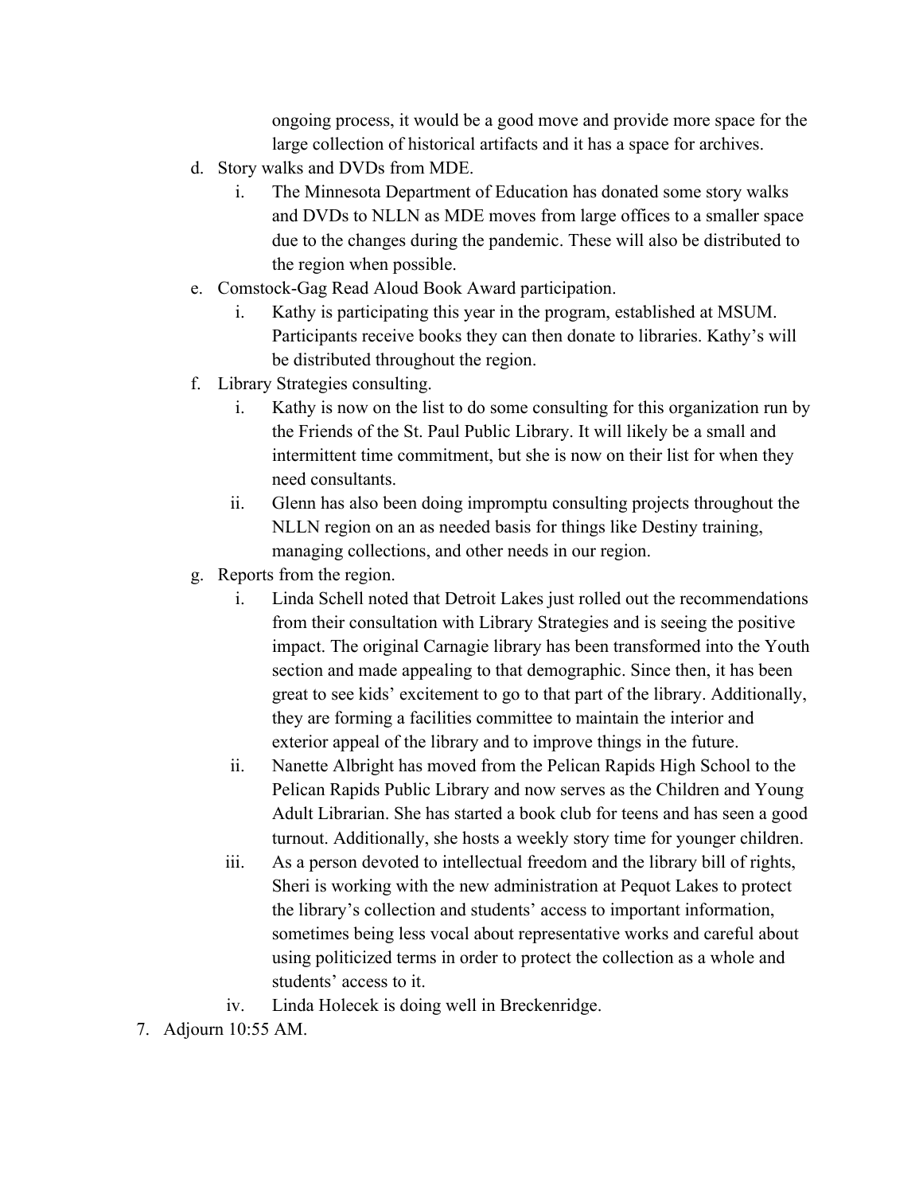ongoing process, it would be a good move and provide more space for the large collection of historical artifacts and it has a space for archives.

  d. Story walks and DVDs from MDE.
     i. The Minnesota Department of Education has donated some story walks and DVDs to NLLN as MDE moves from large offices to a smaller space due to the changes during the pandemic. These will also be distributed to the region when possible.
  e. Comstock-Gag Read Aloud Book Award participation.
     i. Kathy is participating this year in the program, established at MSUM. Participants receive books they can then donate to libraries. Kathy's will be distributed throughout the region.
  f. Library Strategies consulting.
     i. Kathy is now on the list to do some consulting for this organization run by the Friends of the St. Paul Public Library. It will likely be a small and intermittent time commitment, but she is now on their list for when they need consultants.
     ii. Glenn has also been doing impromptu consulting projects throughout the NLLN region on an as needed basis for things like Destiny training, managing collections, and other needs in our region.
  g. Reports from the region.
     i. Linda Schell noted that Detroit Lakes just rolled out the recommendations from their consultation with Library Strategies and is seeing the positive impact. The original Carnagie library has been transformed into the Youth section and made appealing to that demographic. Since then, it has been great to see kids' excitement to go to that part of the library. Additionally, they are forming a facilities committee to maintain the interior and exterior appeal of the library and to improve things in the future.
     ii. Nanette Albright has moved from the Pelican Rapids High School to the Pelican Rapids Public Library and now serves as the Children and Young Adult Librarian. She has started a book club for teens and has seen a good turnout. Additionally, she hosts a weekly story time for younger children.
     iii. As a person devoted to intellectual freedom and the library bill of rights, Sheri is working with the new administration at Pequot Lakes to protect the library's collection and students' access to important information, sometimes being less vocal about representative works and careful about using politicized terms in order to protect the collection as a whole and students' access to it.
     iv. Linda Holecek is doing well in Breckenridge.

7. Adjourn 10:55 AM.